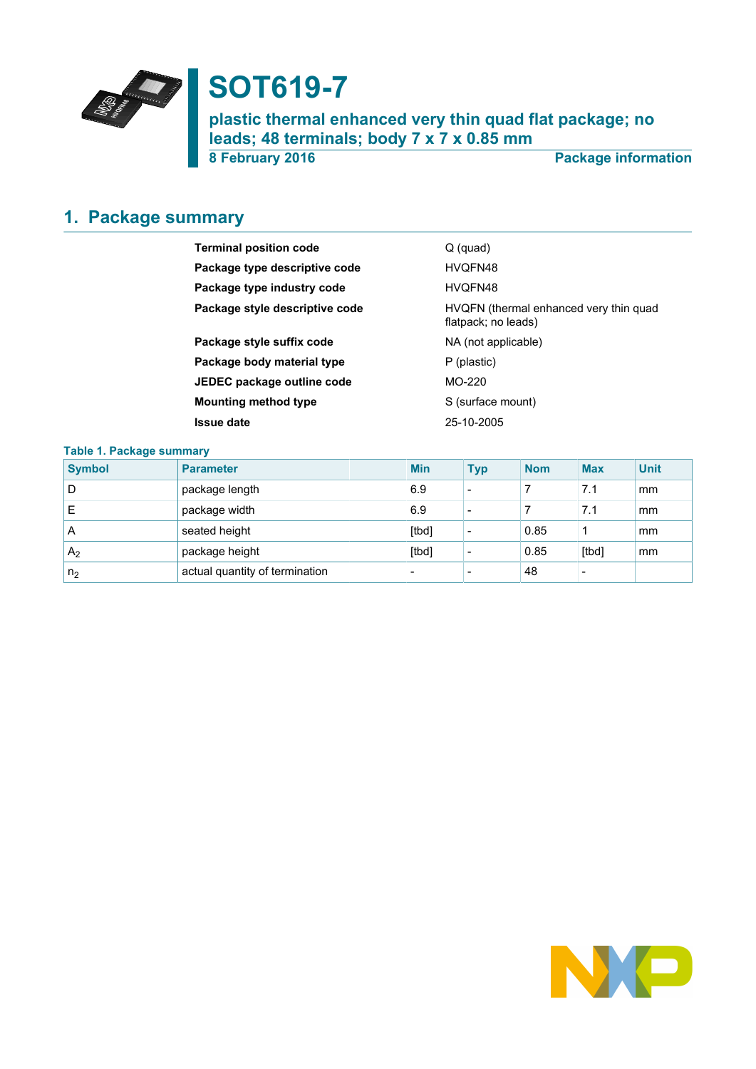# SOT619-7

## plastic thermal enhanced very thin quad flat package; no leads; 48 terminals; body 7 x 7 x 0.85 mm

8 February 2016 **Package information**

## 1. Package summary

| | |
|---|---|
| **Terminal position code** | Q (quad) |
| **Package type descriptive code** | HVQFN48 |
| **Package type industry code** | HVQFN48 |
| **Package style descriptive code** | HVQFN (thermal enhanced very thin quad flatpack; no leads) |
| **Package style suffix code** | NA (not applicable) |
| **Package body material type** | P (plastic) |
| **JEDEC package outline code** | MO-220 |
| **Mounting method type** | S (surface mount) |
| **Issue date** | 25-10-2005 |

**Table 1. Package summary**

| Symbol | Parameter | Min | Typ | Nom | Max | Unit |
|---|---|---|---|---|---|---|
| D | package length | 6.9 | - | 7 | 7.1 | mm |
| E | package width | 6.9 | - | 7 | 7.1 | mm |
| A | seated height | [tbd] | - | 0.85 | 1 | mm |
| $A_2$ | package height | [tbd] | - | 0.85 | [tbd] | mm |
| $n_2$ | actual quantity of termination | - | - | 48 | - | |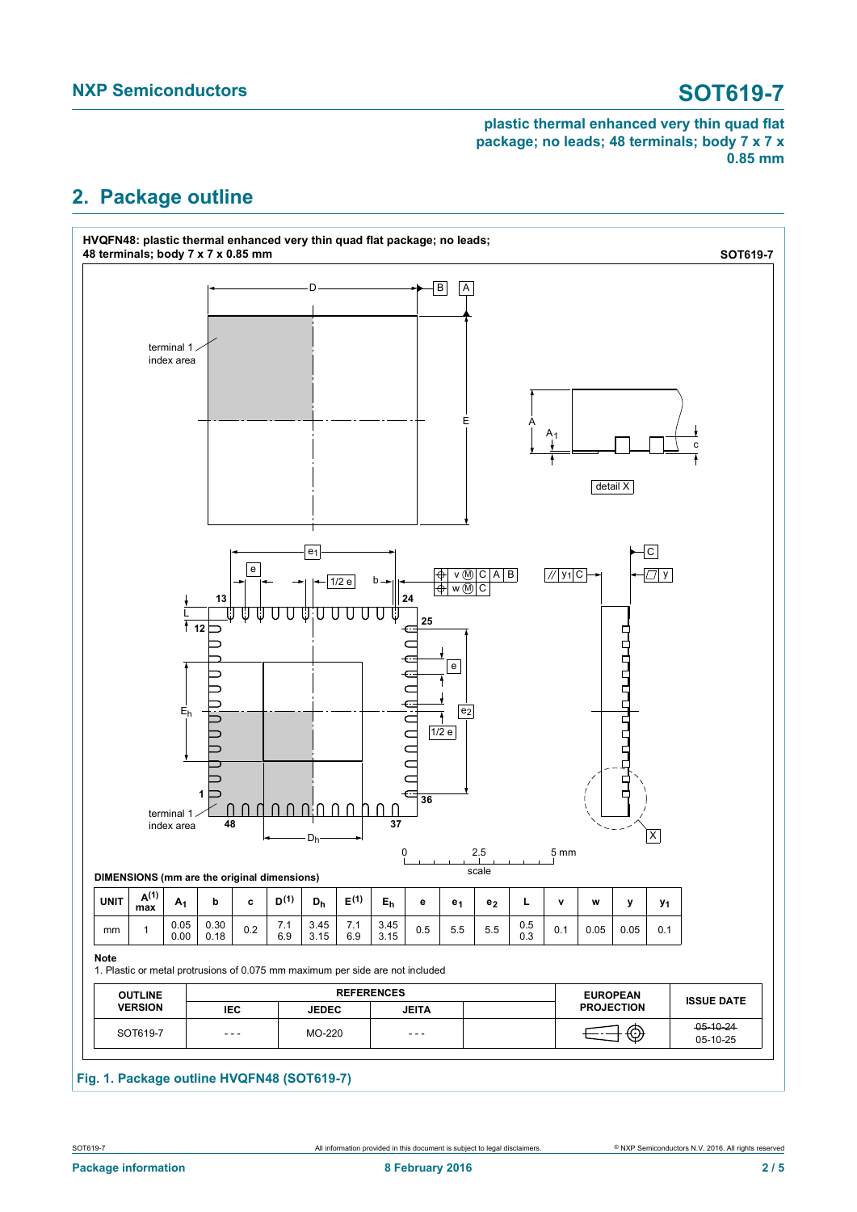## 2. Package outline

**HVQFN48: plastic thermal enhanced very thin quad flat package; no leads; 48 terminals; body 7 x 7 x 0.85 mm** **SOT619-7**

**DIMENSIONS (mm are the original dimensions)**

| UNIT | $A^{(1)}$ max | $A_1$ | b | c | $D^{(1)}$ | $D_h$ | $E^{(1)}$ | $E_h$ | e | $e_1$ | $e_2$ | L | v | w | y | $y_1$ |
|---|---|---|---|---|---|---|---|---|---|---|---|---|---|---|---|---|
| mm | 1 | 0.05<br>0.00 | 0.30<br>0.18 | 0.2 | 7.1<br>6.9 | 3.45<br>3.15 | 7.1<br>6.9 | 3.45<br>3.15 | 0.5 | 5.5 | 5.5 | 0.5<br>0.3 | 0.1 | 0.05 | 0.05 | 0.1 |

**Note**

1. Plastic or metal protrusions of 0.075 mm maximum per side are not included

| OUTLINE VERSION | REFERENCES | | | | EUROPEAN PROJECTION | ISSUE DATE |
|---|---|---|---|---|---|---|
| | IEC | JEDEC | JEITA | | | |
| SOT619-7 | - - - | MO-220 | - - - | | | ~~05-10-24~~<br>05-10-25 |

**Fig. 1. Package outline HVQFN48 (SOT619-7)**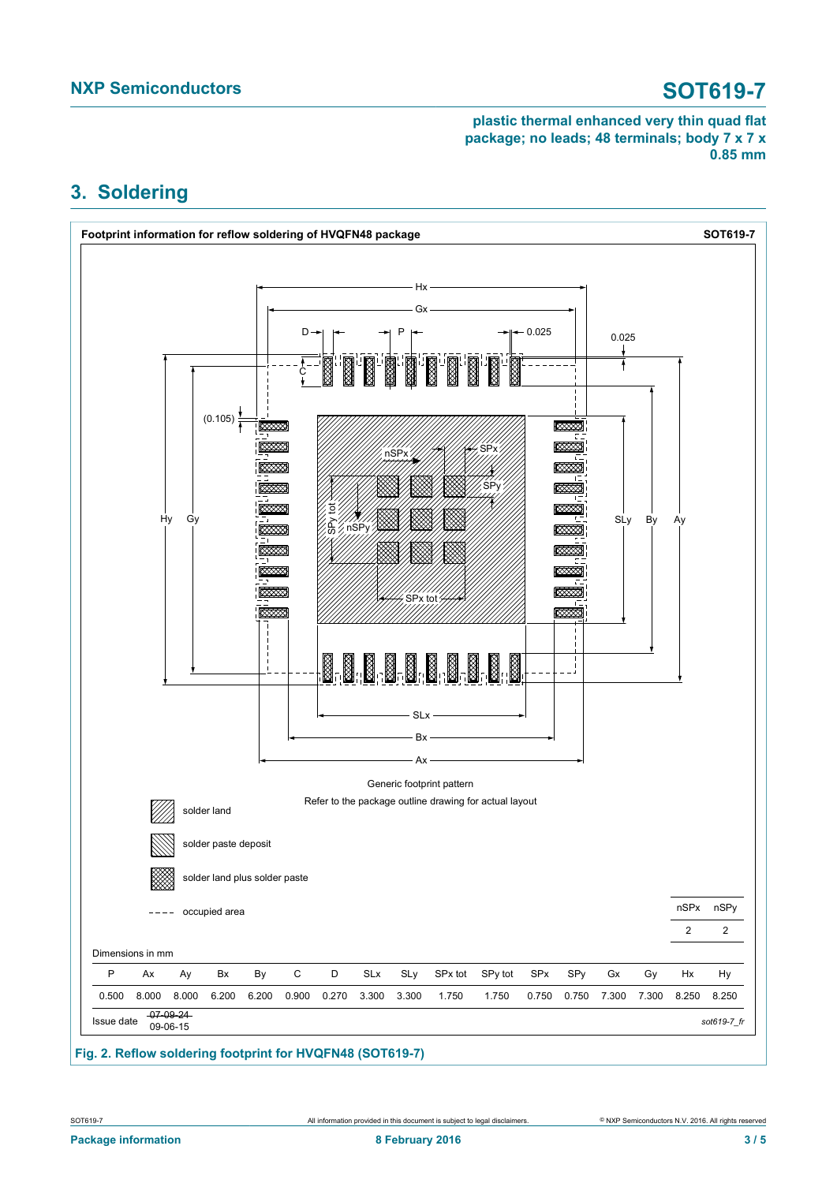## 3. Soldering

**Footprint information for reflow soldering of HVQFN48 package** **SOT619-7**

Generic footprint pattern

Refer to the package outline drawing for actual layout

solder land

solder paste deposit

solder land plus solder paste

occupied area

| nSPx | nSPy |
|---|---|
| 2 | 2 |

Dimensions in mm

| P | Ax | Ay | Bx | By | C | D | SLx | SLy | SPx tot | SPy tot | SPx | SPy | Gx | Gy | Hx | Hy |
|---|---|---|---|---|---|---|---|---|---|---|---|---|---|---|---|---|
| 0.500 | 8.000 | 8.000 | 6.200 | 6.200 | 0.900 | 0.270 | 3.300 | 3.300 | 1.750 | 1.750 | 0.750 | 0.750 | 7.300 | 7.300 | 8.250 | 8.250 |

Issue date ~~07-09-24~~ 09-06-15

*sot619-7_fr*

**Fig. 2. Reflow soldering footprint for HVQFN48 (SOT619-7)**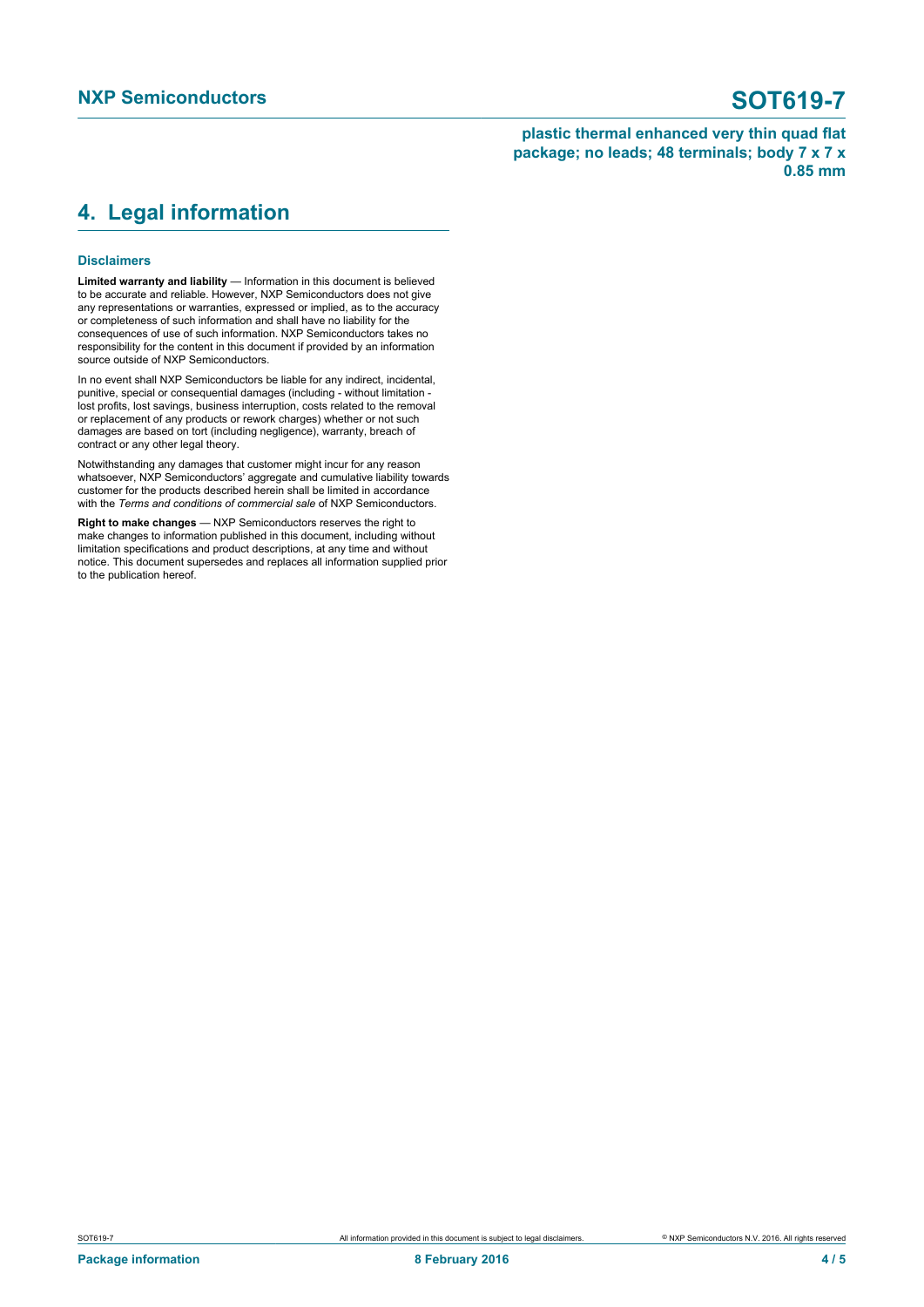## 4. Legal information

### Disclaimers

**Limited warranty and liability** — Information in this document is believed to be accurate and reliable. However, NXP Semiconductors does not give any representations or warranties, expressed or implied, as to the accuracy or completeness of such information and shall have no liability for the consequences of use of such information. NXP Semiconductors takes no responsibility for the content in this document if provided by an information source outside of NXP Semiconductors.

In no event shall NXP Semiconductors be liable for any indirect, incidental, punitive, special or consequential damages (including - without limitation - lost profits, lost savings, business interruption, costs related to the removal or replacement of any products or rework charges) whether or not such damages are based on tort (including negligence), warranty, breach of contract or any other legal theory.

Notwithstanding any damages that customer might incur for any reason whatsoever, NXP Semiconductors' aggregate and cumulative liability towards customer for the products described herein shall be limited in accordance with the *Terms and conditions of commercial sale* of NXP Semiconductors.

**Right to make changes** — NXP Semiconductors reserves the right to make changes to information published in this document, including without limitation specifications and product descriptions, at any time and without notice. This document supersedes and replaces all information supplied prior to the publication hereof.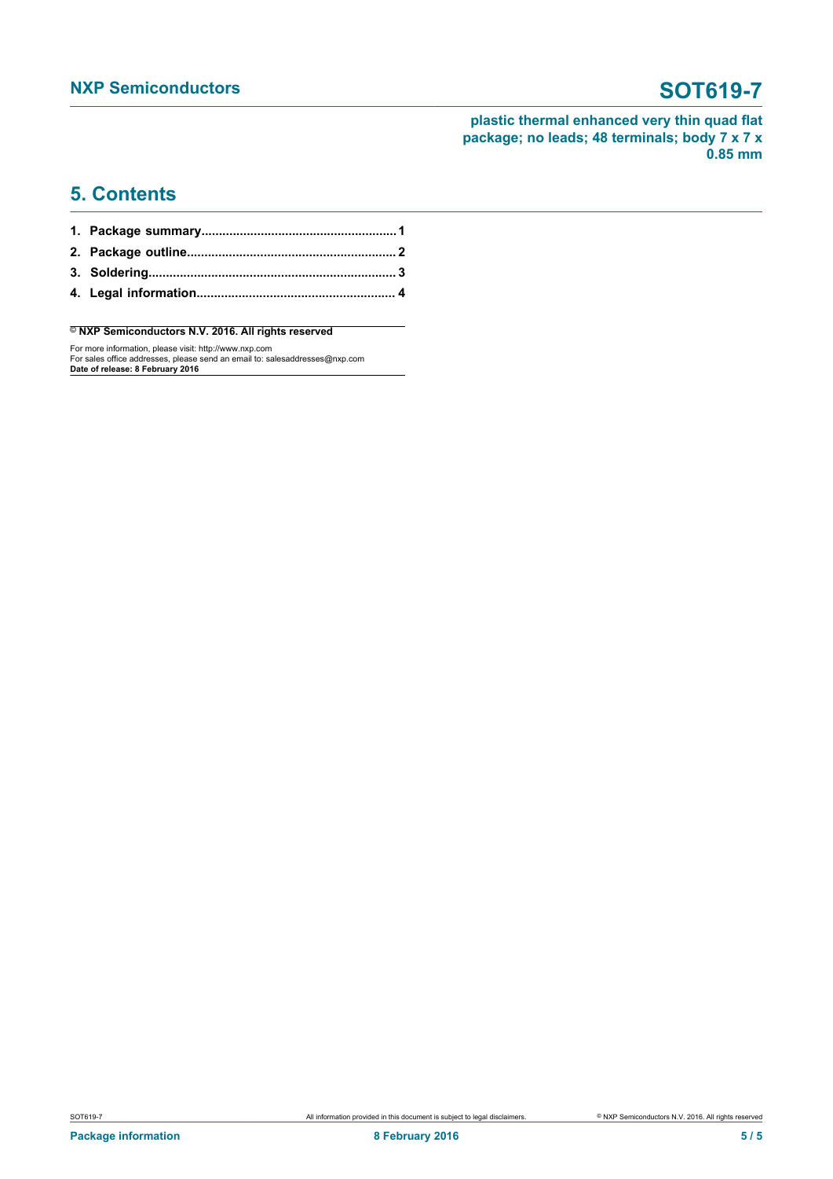## 5. Contents

1. Package summary....................................................... 1
2. Package outline........................................................... 2
3. Soldering...................................................................... 3
4. Legal information........................................................ 4

**© NXP Semiconductors N.V. 2016. All rights reserved**

For more information, please visit: http://www.nxp.com
For sales office addresses, please send an email to: salesaddresses@nxp.com
**Date of release: 8 February 2016**